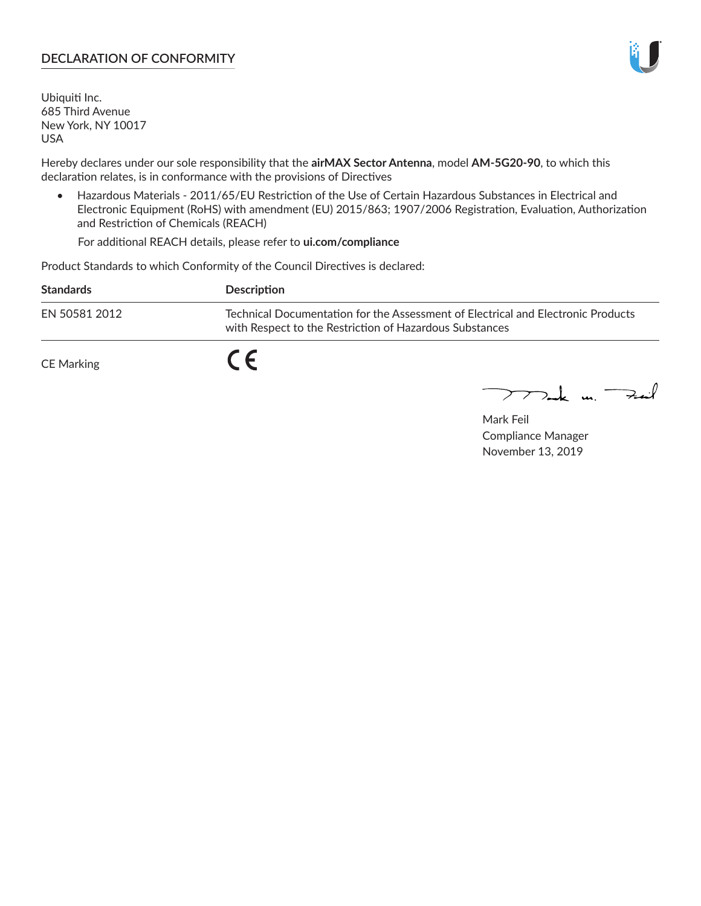## DECLARATION OF CONFORMITY

Ubiquiti Inc.
685 Third Avenue
New York, NY 10017
USA

Hereby declares under our sole responsibility that the **airMAX Sector Antenna**, model **AM-5G20-90**, to which this declaration relates, is in conformance with the provisions of Directives

- Hazardous Materials - 2011/65/EU Restriction of the Use of Certain Hazardous Substances in Electrical and Electronic Equipment (RoHS) with amendment (EU) 2015/863; 1907/2006 Registration, Evaluation, Authorization and Restriction of Chemicals (REACH)

  For additional REACH details, please refer to **ui.com/compliance**

Product Standards to which Conformity of the Council Directives is declared:

| **Standards** | **Description** |
|---|---|
| EN 50581 2012 | Technical Documentation for the Assessment of Electrical and Electronic Products with Respect to the Restriction of Hazardous Substances |

CE Marking CE

Mark Feil
Compliance Manager
November 13, 2019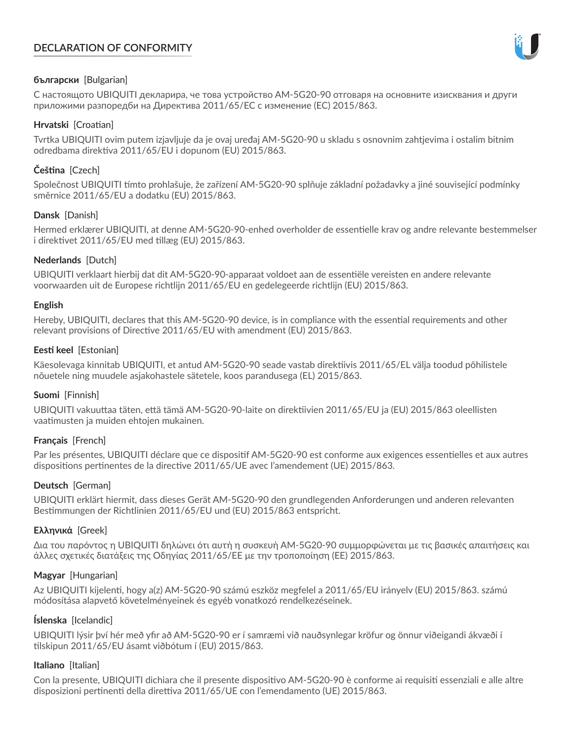# DECLARATION OF CONFORMITY

**български** [Bulgarian]

С настоящото UBIQUITI декларира, че това устройство AM-5G20-90 отговаря на основните изисквания и други приложими разпоредби на Директива 2011/65/ЕС с изменение (ЕС) 2015/863.

**Hrvatski** [Croatian]

Tvrtka UBIQUITI ovim putem izjavljuje da je ovaj uređaj AM-5G20-90 u skladu s osnovnim zahtjevima i ostalim bitnim odredbama direktiva 2011/65/EU i dopunom (EU) 2015/863.

**Čeština** [Czech]

Společnost UBIQUITI tímto prohlašuje, že zařízení AM-5G20-90 splňuje základní požadavky a jiné související podmínky směrnice 2011/65/EU a dodatku (EU) 2015/863.

**Dansk** [Danish]

Hermed erklærer UBIQUITI, at denne AM-5G20-90-enhed overholder de essentielle krav og andre relevante bestemmelser i direktivet 2011/65/EU med tillæg (EU) 2015/863.

**Nederlands** [Dutch]

UBIQUITI verklaart hierbij dat dit AM-5G20-90-apparaat voldoet aan de essentiële vereisten en andere relevante voorwaarden uit de Europese richtlijn 2011/65/EU en gedelegeerde richtlijn (EU) 2015/863.

**English**

Hereby, UBIQUITI, declares that this AM-5G20-90 device, is in compliance with the essential requirements and other relevant provisions of Directive 2011/65/EU with amendment (EU) 2015/863.

**Eesti keel** [Estonian]

Käesolevaga kinnitab UBIQUITI, et antud AM-5G20-90 seade vastab direktiivis 2011/65/EL välja toodud põhilistele nõuetele ning muudele asjakohastele sätetele, koos parandusega (EL) 2015/863.

**Suomi** [Finnish]

UBIQUITI vakuuttaa täten, että tämä AM-5G20-90-laite on direktiivien 2011/65/EU ja (EU) 2015/863 oleellisten vaatimusten ja muiden ehtojen mukainen.

**Français** [French]

Par les présentes, UBIQUITI déclare que ce dispositif AM-5G20-90 est conforme aux exigences essentielles et aux autres dispositions pertinentes de la directive 2011/65/UE avec l'amendement (UE) 2015/863.

**Deutsch** [German]

UBIQUITI erklärt hiermit, dass dieses Gerät AM-5G20-90 den grundlegenden Anforderungen und anderen relevanten Bestimmungen der Richtlinien 2011/65/EU und (EU) 2015/863 entspricht.

**Ελληνικά** [Greek]

Δια του παρόντος η UBIQUITI δηλώνει ότι αυτή η συσκευή AM-5G20-90 συμμορφώνεται με τις βασικές απαιτήσεις και άλλες σχετικές διατάξεις της Οδηγίας 2011/65/ΕΕ με την τροποποίηση (ΕΕ) 2015/863.

**Magyar** [Hungarian]

Az UBIQUITI kijelenti, hogy a(z) AM-5G20-90 számú eszköz megfelel a 2011/65/EU irányelv (EU) 2015/863. számú módosítása alapvető követelményeinek és egyéb vonatkozó rendelkezéseinek.

**Íslenska** [Icelandic]

UBIQUITI lýsir því hér með yfir að AM-5G20-90 er í samræmi við nauðsynlegar kröfur og önnur viðeigandi ákvæði í tilskipun 2011/65/EU ásamt viðbótum í (EU) 2015/863.

**Italiano** [Italian]

Con la presente, UBIQUITI dichiara che il presente dispositivo AM-5G20-90 è conforme ai requisiti essenziali e alle altre disposizioni pertinenti della direttiva 2011/65/UE con l'emendamento (UE) 2015/863.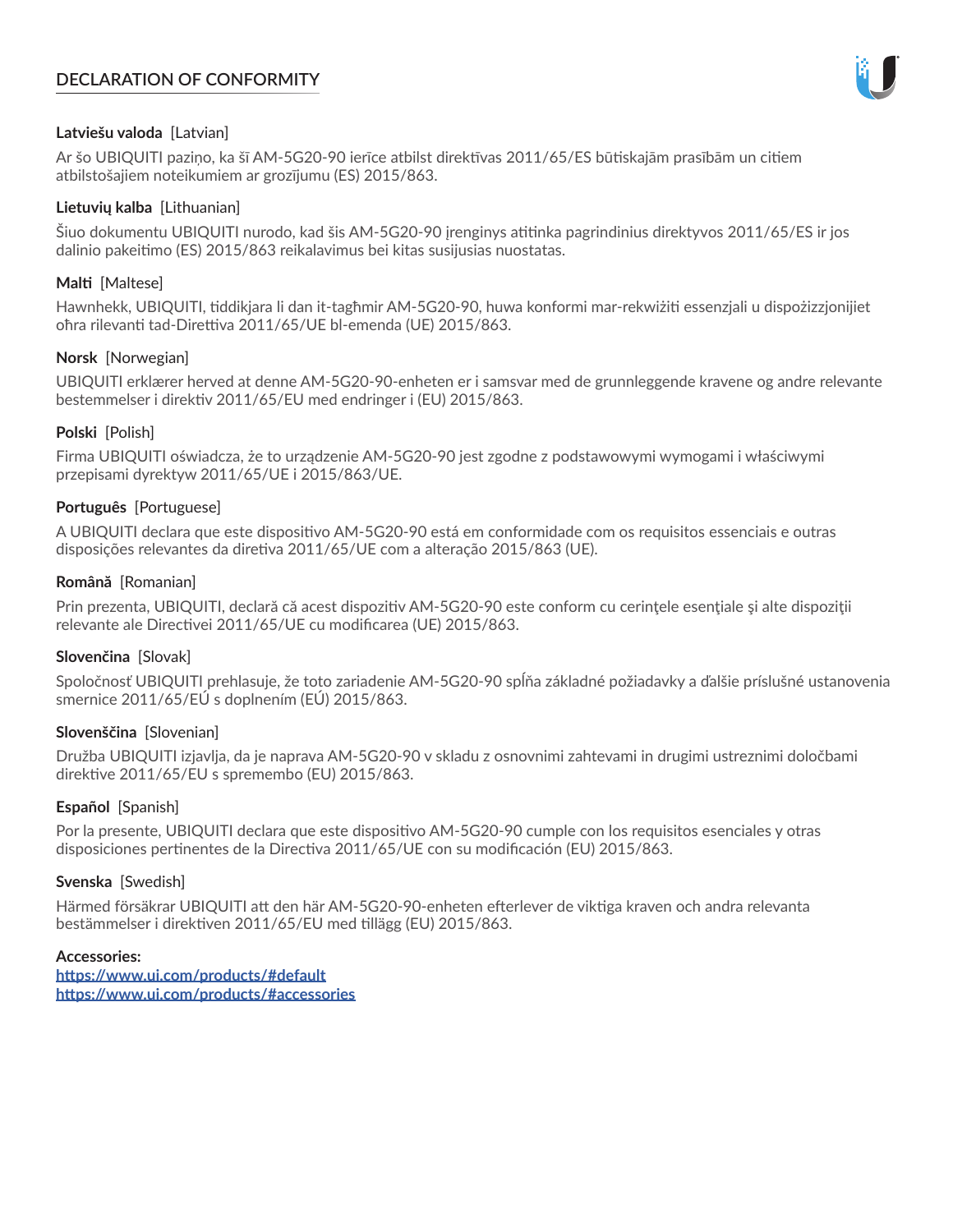DECLARATION OF CONFORMITY

**Latviešu valoda** [Latvian]

Ar šo UBIQUITI paziņo, ka šī AM-5G20-90 ierīce atbilst direktīvas 2011/65/ES būtiskajām prasībām un citiem atbilstošajiem noteikumiem ar grozījumu (ES) 2015/863.

**Lietuvių kalba** [Lithuanian]

Šiuo dokumentu UBIQUITI nurodo, kad šis AM-5G20-90 įrenginys atitinka pagrindinius direktyvos 2011/65/ES ir jos dalinio pakeitimo (ES) 2015/863 reikalavimus bei kitas susijusias nuostatas.

**Malti** [Maltese]

Hawnhekk, UBIQUITI, tiddikjara li dan it-tagħmir AM-5G20-90, huwa konformi mar-rekwiżiti essenzjali u dispożizzjonijiet oħra rilevanti tad-Direttiva 2011/65/UE bl-emenda (UE) 2015/863.

**Norsk** [Norwegian]

UBIQUITI erklærer herved at denne AM-5G20-90-enheten er i samsvar med de grunnleggende kravene og andre relevante bestemmelser i direktiv 2011/65/EU med endringer i (EU) 2015/863.

**Polski** [Polish]

Firma UBIQUITI oświadcza, że to urządzenie AM-5G20-90 jest zgodne z podstawowymi wymogami i właściwymi przepisami dyrektyw 2011/65/UE i 2015/863/UE.

**Português** [Portuguese]

A UBIQUITI declara que este dispositivo AM-5G20-90 está em conformidade com os requisitos essenciais e outras disposições relevantes da diretiva 2011/65/UE com a alteração 2015/863 (UE).

**Română** [Romanian]

Prin prezenta, UBIQUITI, declară că acest dispozitiv AM-5G20-90 este conform cu cerinţele esenţiale şi alte dispoziţii relevante ale Directivei 2011/65/UE cu modificarea (UE) 2015/863.

**Slovenčina** [Slovak]

Spoločnosť UBIQUITI prehlasuje, že toto zariadenie AM-5G20-90 spĺňa základné požiadavky a ďalšie príslušné ustanovenia smernice 2011/65/EÚ s doplnením (EÚ) 2015/863.

**Slovenščina** [Slovenian]

Družba UBIQUITI izjavlja, da je naprava AM-5G20-90 v skladu z osnovnimi zahtevami in drugimi ustreznimi določbami direktive 2011/65/EU s spremembo (EU) 2015/863.

**Español** [Spanish]

Por la presente, UBIQUITI declara que este dispositivo AM-5G20-90 cumple con los requisitos esenciales y otras disposiciones pertinentes de la Directiva 2011/65/UE con su modificación (EU) 2015/863.

**Svenska** [Swedish]

Härmed försäkrar UBIQUITI att den här AM-5G20-90-enheten efterlever de viktiga kraven och andra relevanta bestämmelser i direktiven 2011/65/EU med tillägg (EU) 2015/863.

**Accessories:**
**https://www.ui.com/products/#default**
**https://www.ui.com/products/#accessories**